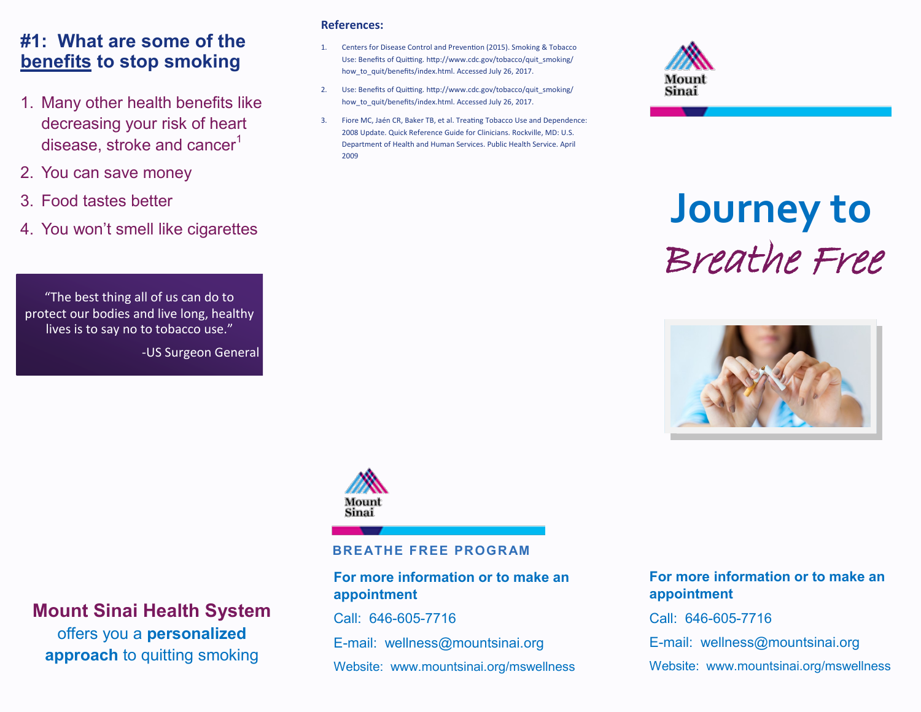## #1: What are some of the benefits to stop smoking

1. Many other health benefits like decreasing your risk of heart disease, stroke and cancer[1]
2. You can save money
3. Food tastes better
4. You won't smell like cigarettes

> "The best thing all of us can do to protect our bodies and live long, healthy lives is to say no to tobacco use."
>
> -US Surgeon General

**Mount Sinai Health System** offers you a **personalized approach** to quitting smoking

**References:**

1. Centers for Disease Control and Prevention (2015). Smoking & Tobacco Use: Benefits of Quitting. http://www.cdc.gov/tobacco/quit_smoking/how_to_quit/benefits/index.html. Accessed July 26, 2017.
2. Use: Benefits of Quitting. http://www.cdc.gov/tobacco/quit_smoking/how_to_quit/benefits/index.html. Accessed July 26, 2017.
3. Fiore MC, Jaén CR, Baker TB, et al. Treating Tobacco Use and Dependence: 2008 Update. Quick Reference Guide for Clinicians. Rockville, MD: U.S. Department of Health and Human Services. Public Health Service. April 2009

Mount Sinai

**BREATHE FREE PROGRAM**

**For more information or to make an appointment**

Call: 646-605-7716

E-mail: wellness@mountsinai.org

Website: www.mountsinai.org/mswellness

Mount Sinai

# Journey to *Breathe Free*

**For more information or to make an appointment**

Call: 646-605-7716

E-mail: wellness@mountsinai.org

Website: www.mountsinai.org/mswellness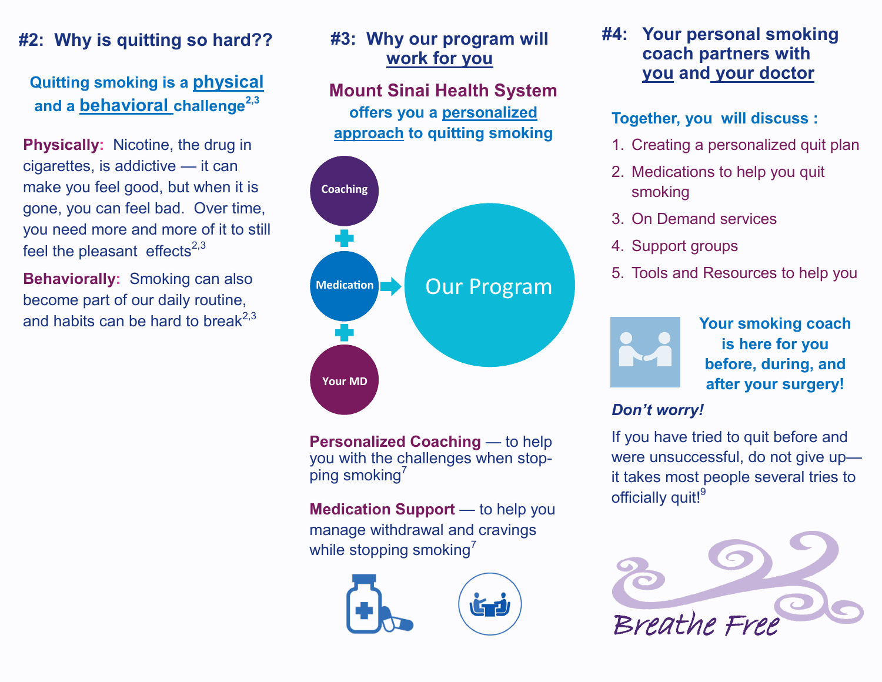## #2: Why is quitting so hard??

**Quitting smoking is a physical and a behavioral challenge[2,3]**

**Physically:** Nicotine, the drug in cigarettes, is addictive — it can make you feel good, but when it is gone, you can feel bad. Over time, you need more and more of it to still feel the pleasant effects[2,3]

**Behaviorally:** Smoking can also become part of our daily routine, and habits can be hard to break[2,3]

## #3: Why our program will work for you

**Mount Sinai Health System offers you a personalized approach to quitting smoking**

Coaching

Medication

Your MD

Our Program

**Personalized Coaching** — to help you with the challenges when stopping smoking[7]

**Medication Support** — to help you manage withdrawal and cravings while stopping smoking[7]

## #4: Your personal smoking coach partners with you and your doctor

**Together, you will discuss :**

1. Creating a personalized quit plan
2. Medications to help you quit smoking
3. On Demand services
4. Support groups
5. Tools and Resources to help you

**Your smoking coach is here for you before, during, and after your surgery!**

***Don't worry!***

If you have tried to quit before and were unsuccessful, do not give up—it takes most people several tries to officially quit![9]

Breathe Free